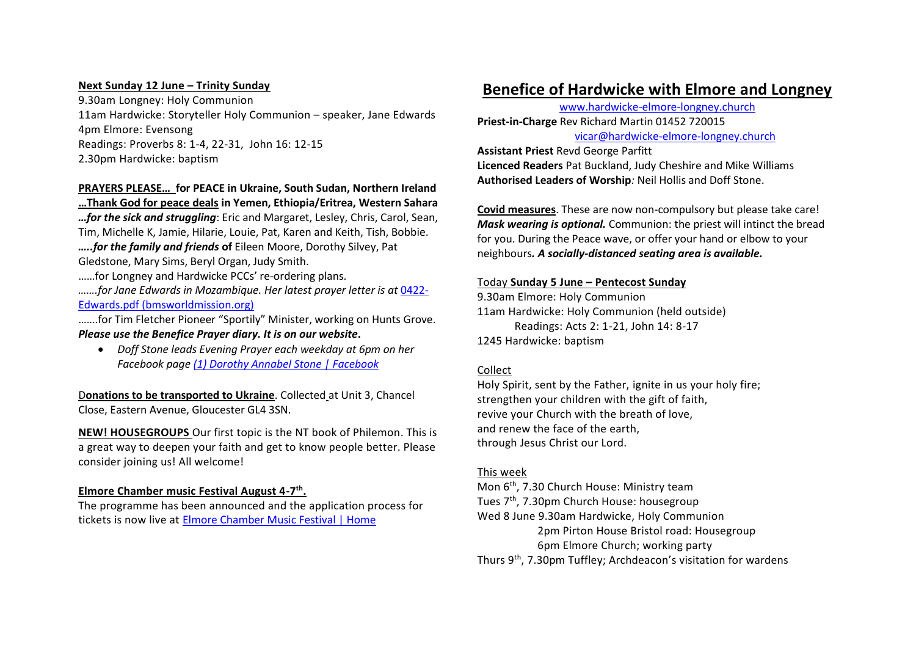**Next Sunday 12 June – Trinity Sunday**
9.30am Longney: Holy Communion
11am Hardwicke: Storyteller Holy Communion – speaker, Jane Edwards
4pm Elmore: Evensong
Readings: Proverbs 8: 1-4, 22-31, John 16: 12-15
2.30pm Hardwicke: baptism

**PRAYERS PLEASE… for PEACE in Ukraine, South Sudan, Northern Ireland**
**…Thank God for peace deals in Yemen, Ethiopia/Eritrea, Western Sahara**
***…for the sick and struggling***: Eric and Margaret, Lesley, Chris, Carol, Sean, Tim, Michelle K, Jamie, Hilarie, Louie, Pat, Karen and Keith, Tish, Bobbie.
***…..for the family and friends* of** Eileen Moore, Dorothy Silvey, Pat Gledstone, Mary Sims, Beryl Organ, Judy Smith.
……for Longney and Hardwicke PCCs' re-ordering plans.
*…….for Jane Edwards in Mozambique. Her latest prayer letter is at* 0422-Edwards.pdf (bmsworldmission.org)
…….for Tim Fletcher Pioneer "Sportily" Minister, working on Hunts Grove.
***Please use the Benefice Prayer diary. It is on our website.***

- *Doff Stone leads Evening Prayer each weekday at 6pm on her Facebook page (1) Dorothy Annabel Stone | Facebook*

**Donations to be transported to Ukraine**. Collected at Unit 3, Chancel Close, Eastern Avenue, Gloucester GL4 3SN.

**NEW! HOUSEGROUPS** Our first topic is the NT book of Philemon. This is a great way to deepen your faith and get to know people better. Please consider joining us! All welcome!

**Elmore Chamber music Festival August 4-7th.**
The programme has been announced and the application process for tickets is now live at Elmore Chamber Music Festival | Home

# Benefice of Hardwicke with Elmore and Longney

www.hardwicke-elmore-longney.church
**Priest-in-Charge** Rev Richard Martin 01452 720015
vicar@hardwicke-elmore-longney.church
**Assistant Priest** Revd George Parfitt
**Licenced Readers** Pat Buckland, Judy Cheshire and Mike Williams
**Authorised Leaders of Worship***:* Neil Hollis and Doff Stone.

**Covid measures**. These are now non-compulsory but please take care! ***Mask wearing is optional.*** Communion: the priest will intinct the bread for you. During the Peace wave, or offer your hand or elbow to your neighbours***. A socially-distanced seating area is available.***

Today **Sunday 5 June – Pentecost Sunday**
9.30am Elmore: Holy Communion
11am Hardwicke: Holy Communion (held outside)
Readings: Acts 2: 1-21, John 14: 8-17
1245 Hardwicke: baptism

Collect
Holy Spirit, sent by the Father, ignite in us your holy fire;
strengthen your children with the gift of faith,
revive your Church with the breath of love,
and renew the face of the earth,
through Jesus Christ our Lord.

This week
Mon 6th, 7.30 Church House: Ministry team
Tues 7th, 7.30pm Church House: housegroup
Wed 8 June 9.30am Hardwick, Holy Communion
2pm Pirton House Bristol road: Housegroup
6pm Elmore Church; working party
Thurs 9th, 7.30pm Tuffley; Archdeacon's visitation for wardens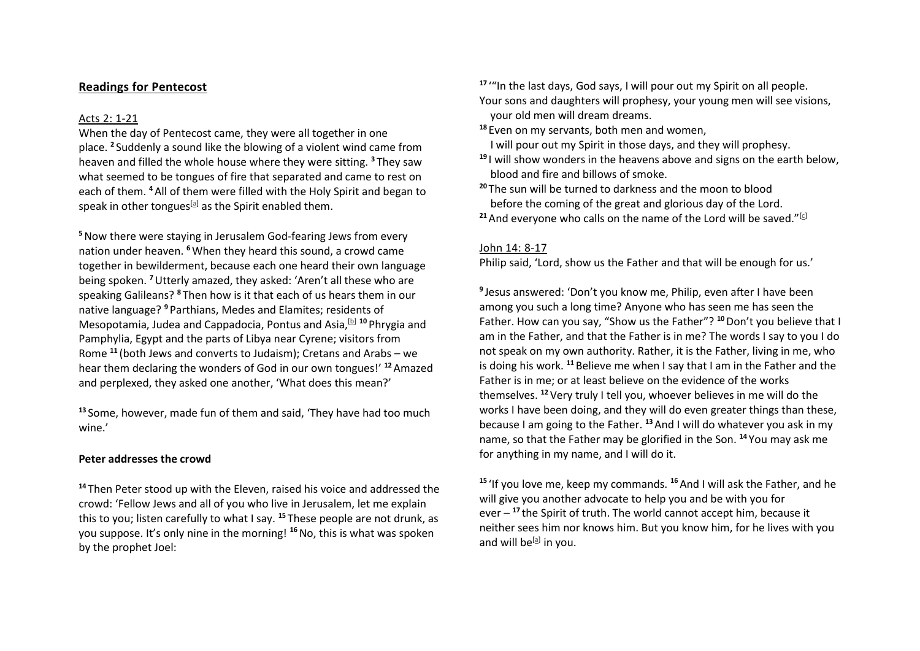## Readings for Pentecost

Acts 2: 1-21

When the day of Pentecost came, they were all together in one place. **2** Suddenly a sound like the blowing of a violent wind came from heaven and filled the whole house where they were sitting. **3** They saw what seemed to be tongues of fire that separated and came to rest on each of them. **4** All of them were filled with the Holy Spirit and began to speak in other tongues[a] as the Spirit enabled them.

**5** Now there were staying in Jerusalem God-fearing Jews from every nation under heaven. **6** When they heard this sound, a crowd came together in bewilderment, because each one heard their own language being spoken. **7** Utterly amazed, they asked: 'Aren't all these who are speaking Galileans? **8** Then how is it that each of us hears them in our native language? **9** Parthians, Medes and Elamites; residents of Mesopotamia, Judea and Cappadocia, Pontus and Asia,[b] **10** Phrygia and Pamphylia, Egypt and the parts of Libya near Cyrene; visitors from Rome **11** (both Jews and converts to Judaism); Cretans and Arabs – we hear them declaring the wonders of God in our own tongues!' **12** Amazed and perplexed, they asked one another, 'What does this mean?'

**13** Some, however, made fun of them and said, 'They have had too much wine.'

**Peter addresses the crowd**

**14** Then Peter stood up with the Eleven, raised his voice and addressed the crowd: 'Fellow Jews and all of you who live in Jerusalem, let me explain this to you; listen carefully to what I say. **15** These people are not drunk, as you suppose. It's only nine in the morning! **16** No, this is what was spoken by the prophet Joel:

**17** '"In the last days, God says, I will pour out my Spirit on all people.
Your sons and daughters will prophesy, your young men will see visions,
your old men will dream dreams.
**18** Even on my servants, both men and women,
I will pour out my Spirit in those days, and they will prophesy.
**19** I will show wonders in the heavens above and signs on the earth below,
blood and fire and billows of smoke.
**20** The sun will be turned to darkness and the moon to blood
before the coming of the great and glorious day of the Lord.
**21** And everyone who calls on the name of the Lord will be saved."[c]

John 14: 8-17

Philip said, 'Lord, show us the Father and that will be enough for us.'

**9** Jesus answered: 'Don't you know me, Philip, even after I have been among you such a long time? Anyone who has seen me has seen the Father. How can you say, "Show us the Father"? **10** Don't you believe that I am in the Father, and that the Father is in me? The words I say to you I do not speak on my own authority. Rather, it is the Father, living in me, who is doing his work. **11** Believe me when I say that I am in the Father and the Father is in me; or at least believe on the evidence of the works themselves. **12** Very truly I tell you, whoever believes in me will do the works I have been doing, and they will do even greater things than these, because I am going to the Father. **13** And I will do whatever you ask in my name, so that the Father may be glorified in the Son. **14** You may ask me for anything in my name, and I will do it.

**15** 'If you love me, keep my commands. **16** And I will ask the Father, and he will give you another advocate to help you and be with you for ever – **17** the Spirit of truth. The world cannot accept him, because it neither sees him nor knows him. But you know him, for he lives with you and will be[a] in you.